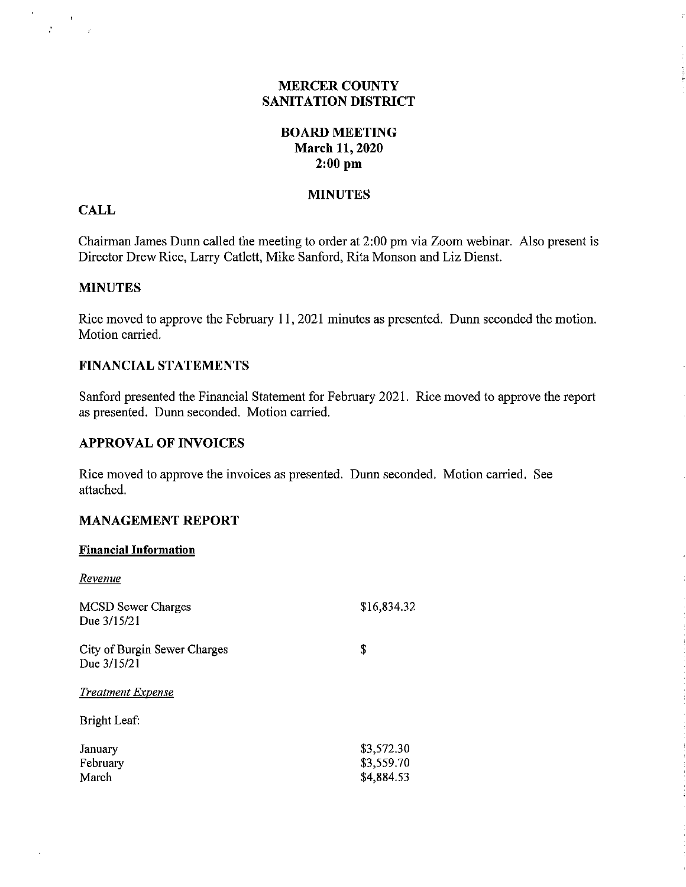# MERCER COUNTY SANITATION DISTRICT

## BOARD MEETING
**March 11, 2020**
**2:00 pm**

## MINUTES

### CALL

Chairman James Dunn called the meeting to order at 2:00 pm via Zoom webinar. Also present is Director Drew Rice, Larry Catlett, Mike Sanford, Rita Monson and Liz Dienst.

### MINUTES

Rice moved to approve the February 11, 2021 minutes as presented. Dunn seconded the motion. Motion carried.

### FINANCIAL STATEMENTS

Sanford presented the Financial Statement for February 2021. Rice moved to approve the report as presented. Dunn seconded. Motion carried.

### APPROVAL OF INVOICES

Rice moved to approve the invoices as presented. Dunn seconded. Motion carried. See attached.

### MANAGEMENT REPORT

**Financial Information**

*Revenue*

| | |
|---|---|
| MCSD Sewer Charges<br>Due 3/15/21 | $16,834.32 |
| City of Burgin Sewer Charges<br>Due 3/15/21 | $ |

*Treatment Expense*

Bright Leaf:

| | |
|---|---|
| January | $3,572.30 |
| February | $3,559.70 |
| March | $4,884.53 |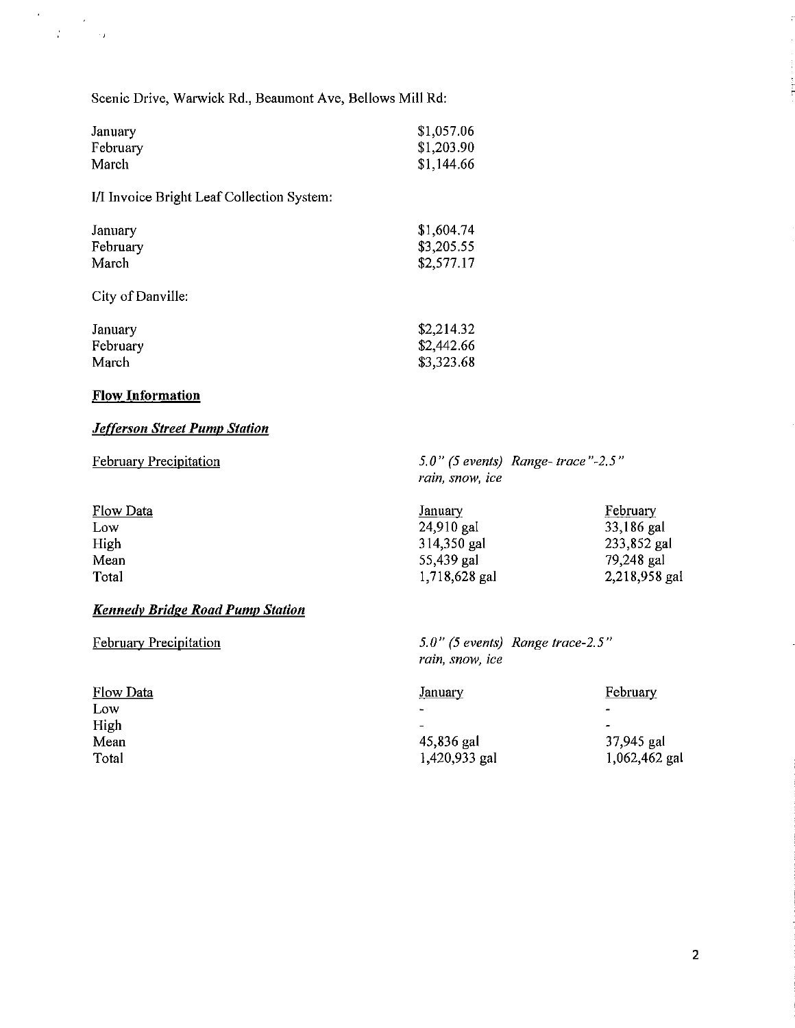Scenic Drive, Warwick Rd., Beaumont Ave, Bellows Mill Rd:

| | |
|---|---|
| January | $1,057.06 |
| February | $1,203.90 |
| March | $1,144.66 |

I/I Invoice Bright Leaf Collection System:

| | |
|---|---|
| January | $1,604.74 |
| February | $3,205.55 |
| March | $2,577.17 |

City of Danville:

| | |
|---|---|
| January | $2,214.32 |
| February | $2,442.66 |
| March | $3,323.68 |

**Flow Information**

***Jefferson Street Pump Station***

February Precipitation — *5.0" (5 events) Range- trace"-2.5" rain, snow, ice*

| Flow Data | January | February |
|---|---|---|
| Low | 24,910 gal | 33,186 gal |
| High | 314,350 gal | 233,852 gal |
| Mean | 55,439 gal | 79,248 gal |
| Total | 1,718,628 gal | 2,218,958 gal |

***Kennedy Bridge Road Pump Station***

February Precipitation — *5.0" (5 events) Range trace-2.5" rain, snow, ice*

| Flow Data | January | February |
|---|---|---|
| Low | - | - |
| High | - | - |
| Mean | 45,836 gal | 37,945 gal |
| Total | 1,420,933 gal | 1,062,462 gal |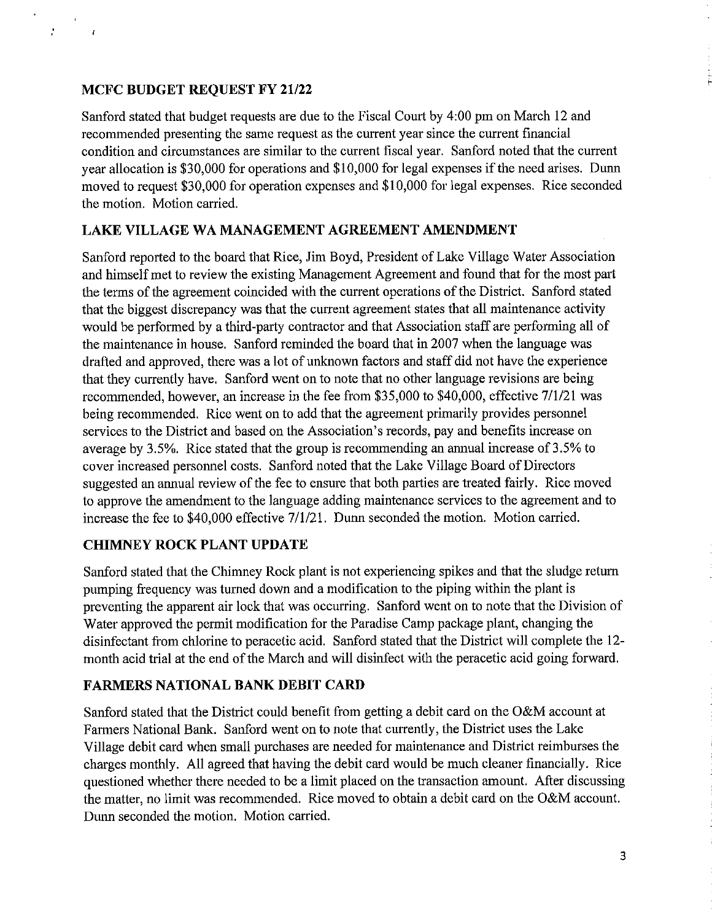## MCFC BUDGET REQUEST FY 21/22

Sanford stated that budget requests are due to the Fiscal Court by 4:00 pm on March 12 and recommended presenting the same request as the current year since the current financial condition and circumstances are similar to the current fiscal year. Sanford noted that the current year allocation is $30,000 for operations and $10,000 for legal expenses if the need arises. Dunn moved to request $30,000 for operation expenses and $10,000 for legal expenses. Rice seconded the motion. Motion carried.

## LAKE VILLAGE WA MANAGEMENT AGREEMENT AMENDMENT

Sanford reported to the board that Rice, Jim Boyd, President of Lake Village Water Association and himself met to review the existing Management Agreement and found that for the most part the terms of the agreement coincided with the current operations of the District. Sanford stated that the biggest discrepancy was that the current agreement states that all maintenance activity would be performed by a third-party contractor and that Association staff are performing all of the maintenance in house. Sanford reminded the board that in 2007 when the language was drafted and approved, there was a lot of unknown factors and staff did not have the experience that they currently have. Sanford went on to note that no other language revisions are being recommended, however, an increase in the fee from $35,000 to $40,000, effective 7/1/21 was being recommended. Rice went on to add that the agreement primarily provides personnel services to the District and based on the Association's records, pay and benefits increase on average by 3.5%. Rice stated that the group is recommending an annual increase of 3.5% to cover increased personnel costs. Sanford noted that the Lake Village Board of Directors suggested an annual review of the fee to ensure that both parties are treated fairly. Rice moved to approve the amendment to the language adding maintenance services to the agreement and to increase the fee to $40,000 effective 7/1/21. Dunn seconded the motion. Motion carried.

## CHIMNEY ROCK PLANT UPDATE

Sanford stated that the Chimney Rock plant is not experiencing spikes and that the sludge return pumping frequency was turned down and a modification to the piping within the plant is preventing the apparent air lock that was occurring. Sanford went on to note that the Division of Water approved the permit modification for the Paradise Camp package plant, changing the disinfectant from chlorine to peracetic acid. Sanford stated that the District will complete the 12-month acid trial at the end of the March and will disinfect with the peracetic acid going forward.

## FARMERS NATIONAL BANK DEBIT CARD

Sanford stated that the District could benefit from getting a debit card on the O&M account at Farmers National Bank. Sanford went on to note that currently, the District uses the Lake Village debit card when small purchases are needed for maintenance and District reimburses the charges monthly. All agreed that having the debit card would be much cleaner financially. Rice questioned whether there needed to be a limit placed on the transaction amount. After discussing the matter, no limit was recommended. Rice moved to obtain a debit card on the O&M account. Dunn seconded the motion. Motion carried.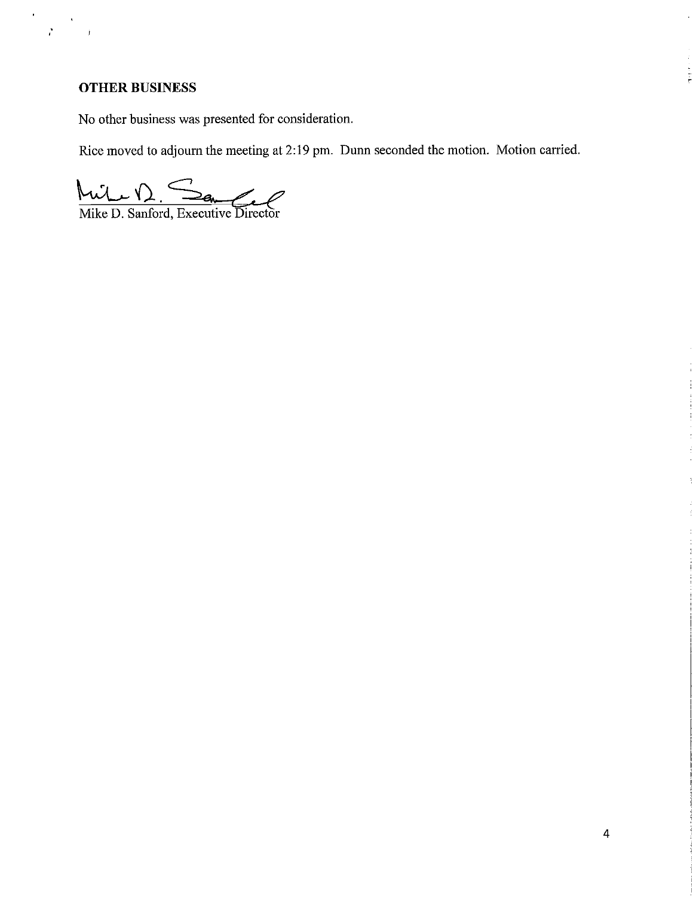## OTHER BUSINESS

No other business was presented for consideration.

Rice moved to adjourn the meeting at 2:19 pm. Dunn seconded the motion. Motion carried.

Mike D. Sanford, Executive Director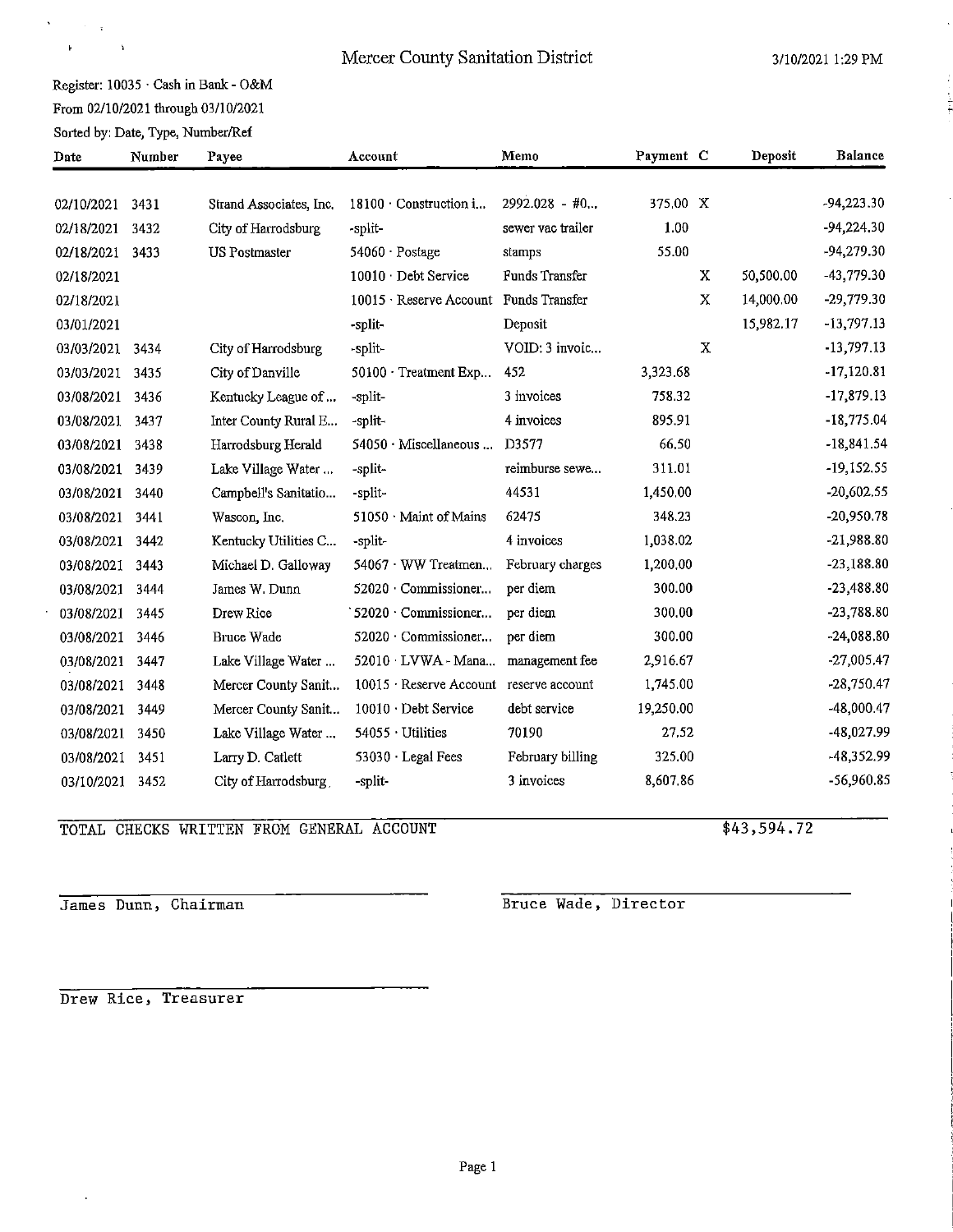# Mercer County Sanitation District

3/10/2021 1:29 PM

Register: 10035 · Cash in Bank - O&M
From 02/10/2021 through 03/10/2021
Sorted by: Date, Type, Number/Ref

| Date | Number | Payee | Account | Memo | Payment | C | Deposit | Balance |
|---|---|---|---|---|---|---|---|---|
| 02/10/2021 | 3431 | Strand Associates, Inc. | 18100 · Construction i... | 2992.028 - #0... | 375.00 | X | | -94,223.30 |
| 02/18/2021 | 3432 | City of Harrodsburg | -split- | sewer vac trailer | 1.00 | | | -94,224.30 |
| 02/18/2021 | 3433 | US Postmaster | 54060 · Postage | stamps | 55.00 | | | -94,279.30 |
| 02/18/2021 | | | 10010 · Debt Service | Funds Transfer | | X | 50,500.00 | -43,779.30 |
| 02/18/2021 | | | 10015 · Reserve Account | Funds Transfer | | X | 14,000.00 | -29,779.30 |
| 03/01/2021 | | | -split- | Deposit | | | 15,982.17 | -13,797.13 |
| 03/03/2021 | 3434 | City of Harrodsburg | -split- | VOID: 3 invoic... | | X | | -13,797.13 |
| 03/03/2021 | 3435 | City of Danville | 50100 · Treatment Exp... | 452 | 3,323.68 | | | -17,120.81 |
| 03/08/2021 | 3436 | Kentucky League of ... | -split- | 3 invoices | 758.32 | | | -17,879.13 |
| 03/08/2021 | 3437 | Inter County Rural E... | -split- | 4 invoices | 895.91 | | | -18,775.04 |
| 03/08/2021 | 3438 | Harrodsburg Herald | 54050 · Miscellaneous ... | D3577 | 66.50 | | | -18,841.54 |
| 03/08/2021 | 3439 | Lake Village Water ... | -split- | reimburse sewe... | 311.01 | | | -19,152.55 |
| 03/08/2021 | 3440 | Campbell's Sanitatio... | -split- | 44531 | 1,450.00 | | | -20,602.55 |
| 03/08/2021 | 3441 | Wascon, Inc. | 51050 · Maint of Mains | 62475 | 348.23 | | | -20,950.78 |
| 03/08/2021 | 3442 | Kentucky Utilities C... | -split- | 4 invoices | 1,038.02 | | | -21,988.80 |
| 03/08/2021 | 3443 | Michael D. Galloway | 54067 · WW Treatmen... | February charges | 1,200.00 | | | -23,188.80 |
| 03/08/2021 | 3444 | James W. Dunn | 52020 · Commissioner... | per diem | 300.00 | | | -23,488.80 |
| 03/08/2021 | 3445 | Drew Rice | 52020 · Commissioner... | per diem | 300.00 | | | -23,788.80 |
| 03/08/2021 | 3446 | Bruce Wade | 52020 · Commissioner... | per diem | 300.00 | | | -24,088.80 |
| 03/08/2021 | 3447 | Lake Village Water ... | 52010 · LVWA - Mana... | management fee | 2,916.67 | | | -27,005.47 |
| 03/08/2021 | 3448 | Mercer County Sanit... | 10015 · Reserve Account | reserve account | 1,745.00 | | | -28,750.47 |
| 03/08/2021 | 3449 | Mercer County Sanit... | 10010 · Debt Service | debt service | 19,250.00 | | | -48,000.47 |
| 03/08/2021 | 3450 | Lake Village Water ... | 54055 · Utilities | 70190 | 27.52 | | | -48,027.99 |
| 03/08/2021 | 3451 | Larry D. Catlett | 53030 · Legal Fees | February billing | 325.00 | | | -48,352.99 |
| 03/10/2021 | 3452 | City of Harrodsburg | -split- | 3 invoices | 8,607.86 | | | -56,960.85 |

TOTAL CHECKS WRITTEN FROM GENERAL ACCOUNT $43,594.72

James Dunn, Chairman

Bruce Wade, Director

Drew Rice, Treasurer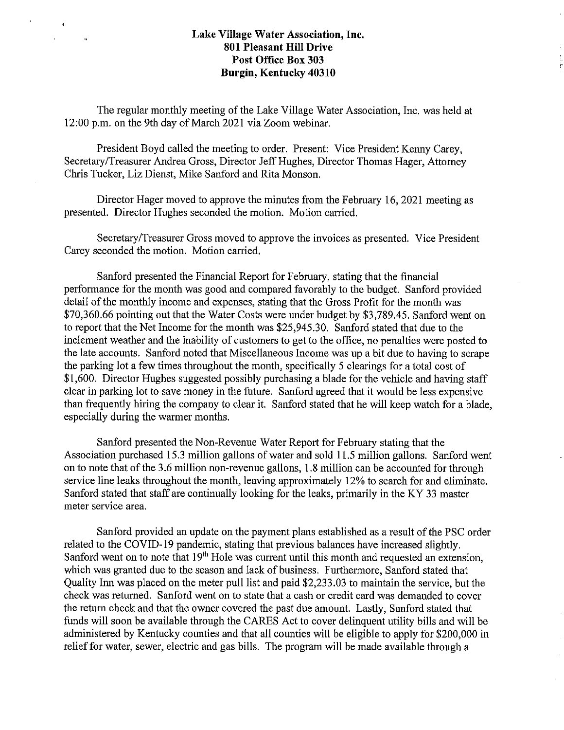**Lake Village Water Association, Inc.**
**801 Pleasant Hill Drive**
**Post Office Box 303**
**Burgin, Kentucky 40310**

The regular monthly meeting of the Lake Village Water Association, Inc. was held at 12:00 p.m. on the 9th day of March 2021 via Zoom webinar.

President Boyd called the meeting to order. Present: Vice President Kenny Carey, Secretary/Treasurer Andrea Gross, Director Jeff Hughes, Director Thomas Hager, Attorney Chris Tucker, Liz Dienst, Mike Sanford and Rita Monson.

Director Hager moved to approve the minutes from the February 16, 2021 meeting as presented. Director Hughes seconded the motion. Motion carried.

Secretary/Treasurer Gross moved to approve the invoices as presented. Vice President Carey seconded the motion. Motion carried.

Sanford presented the Financial Report for February, stating that the financial performance for the month was good and compared favorably to the budget. Sanford provided detail of the monthly income and expenses, stating that the Gross Profit for the month was $70,360.66 pointing out that the Water Costs were under budget by $3,789.45. Sanford went on to report that the Net Income for the month was $25,945.30. Sanford stated that due to the inclement weather and the inability of customers to get to the office, no penalties were posted to the late accounts. Sanford noted that Miscellaneous Income was up a bit due to having to scrape the parking lot a few times throughout the month, specifically 5 clearings for a total cost of $1,600. Director Hughes suggested possibly purchasing a blade for the vehicle and having staff clear in parking lot to save money in the future. Sanford agreed that it would be less expensive than frequently hiring the company to clear it. Sanford stated that he will keep watch for a blade, especially during the warmer months.

Sanford presented the Non-Revenue Water Report for February stating that the Association purchased 15.3 million gallons of water and sold 11.5 million gallons. Sanford went on to note that of the 3.6 million non-revenue gallons, 1.8 million can be accounted for through service line leaks throughout the month, leaving approximately 12% to search for and eliminate. Sanford stated that staff are continually looking for the leaks, primarily in the KY 33 master meter service area.

Sanford provided an update on the payment plans established as a result of the PSC order related to the COVID-19 pandemic, stating that previous balances have increased slightly. Sanford went on to note that 19th Hole was current until this month and requested an extension, which was granted due to the season and lack of business. Furthermore, Sanford stated that Quality Inn was placed on the meter pull list and paid $2,233.03 to maintain the service, but the check was returned. Sanford went on to state that a cash or credit card was demanded to cover the return check and that the owner covered the past due amount. Lastly, Sanford stated that funds will soon be available through the CARES Act to cover delinquent utility bills and will be administered by Kentucky counties and that all counties will be eligible to apply for $200,000 in relief for water, sewer, electric and gas bills. The program will be made available through a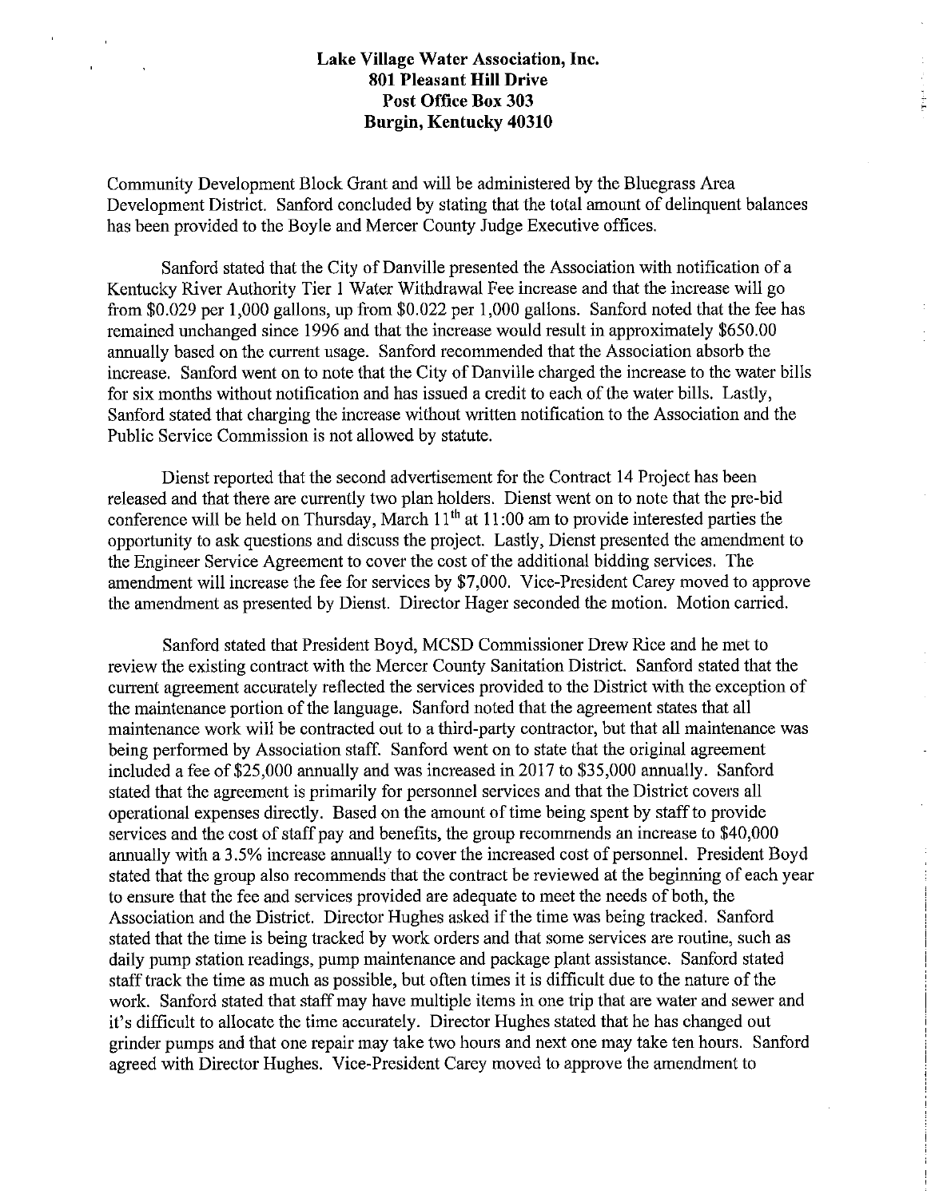**Lake Village Water Association, Inc.**
**801 Pleasant Hill Drive**
**Post Office Box 303**
**Burgin, Kentucky 40310**

Community Development Block Grant and will be administered by the Bluegrass Area Development District. Sanford concluded by stating that the total amount of delinquent balances has been provided to the Boyle and Mercer County Judge Executive offices.

Sanford stated that the City of Danville presented the Association with notification of a Kentucky River Authority Tier 1 Water Withdrawal Fee increase and that the increase will go from $0.029 per 1,000 gallons, up from $0.022 per 1,000 gallons. Sanford noted that the fee has remained unchanged since 1996 and that the increase would result in approximately $650.00 annually based on the current usage. Sanford recommended that the Association absorb the increase. Sanford went on to note that the City of Danville charged the increase to the water bills for six months without notification and has issued a credit to each of the water bills. Lastly, Sanford stated that charging the increase without written notification to the Association and the Public Service Commission is not allowed by statute.

Dienst reported that the second advertisement for the Contract 14 Project has been released and that there are currently two plan holders. Dienst went on to note that the pre-bid conference will be held on Thursday, March 11th at 11:00 am to provide interested parties the opportunity to ask questions and discuss the project. Lastly, Dienst presented the amendment to the Engineer Service Agreement to cover the cost of the additional bidding services. The amendment will increase the fee for services by $7,000. Vice-President Carey moved to approve the amendment as presented by Dienst. Director Hager seconded the motion. Motion carried.

Sanford stated that President Boyd, MCSD Commissioner Drew Rice and he met to review the existing contract with the Mercer County Sanitation District. Sanford stated that the current agreement accurately reflected the services provided to the District with the exception of the maintenance portion of the language. Sanford noted that the agreement states that all maintenance work will be contracted out to a third-party contractor, but that all maintenance was being performed by Association staff. Sanford went on to state that the original agreement included a fee of $25,000 annually and was increased in 2017 to $35,000 annually. Sanford stated that the agreement is primarily for personnel services and that the District covers all operational expenses directly. Based on the amount of time being spent by staff to provide services and the cost of staff pay and benefits, the group recommends an increase to $40,000 annually with a 3.5% increase annually to cover the increased cost of personnel. President Boyd stated that the group also recommends that the contract be reviewed at the beginning of each year to ensure that the fee and services provided are adequate to meet the needs of both, the Association and the District. Director Hughes asked if the time was being tracked. Sanford stated that the time is being tracked by work orders and that some services are routine, such as daily pump station readings, pump maintenance and package plant assistance. Sanford stated staff track the time as much as possible, but often times it is difficult due to the nature of the work. Sanford stated that staff may have multiple items in one trip that are water and sewer and it's difficult to allocate the time accurately. Director Hughes stated that he has changed out grinder pumps and that one repair may take two hours and next one may take ten hours. Sanford agreed with Director Hughes. Vice-President Carey moved to approve the amendment to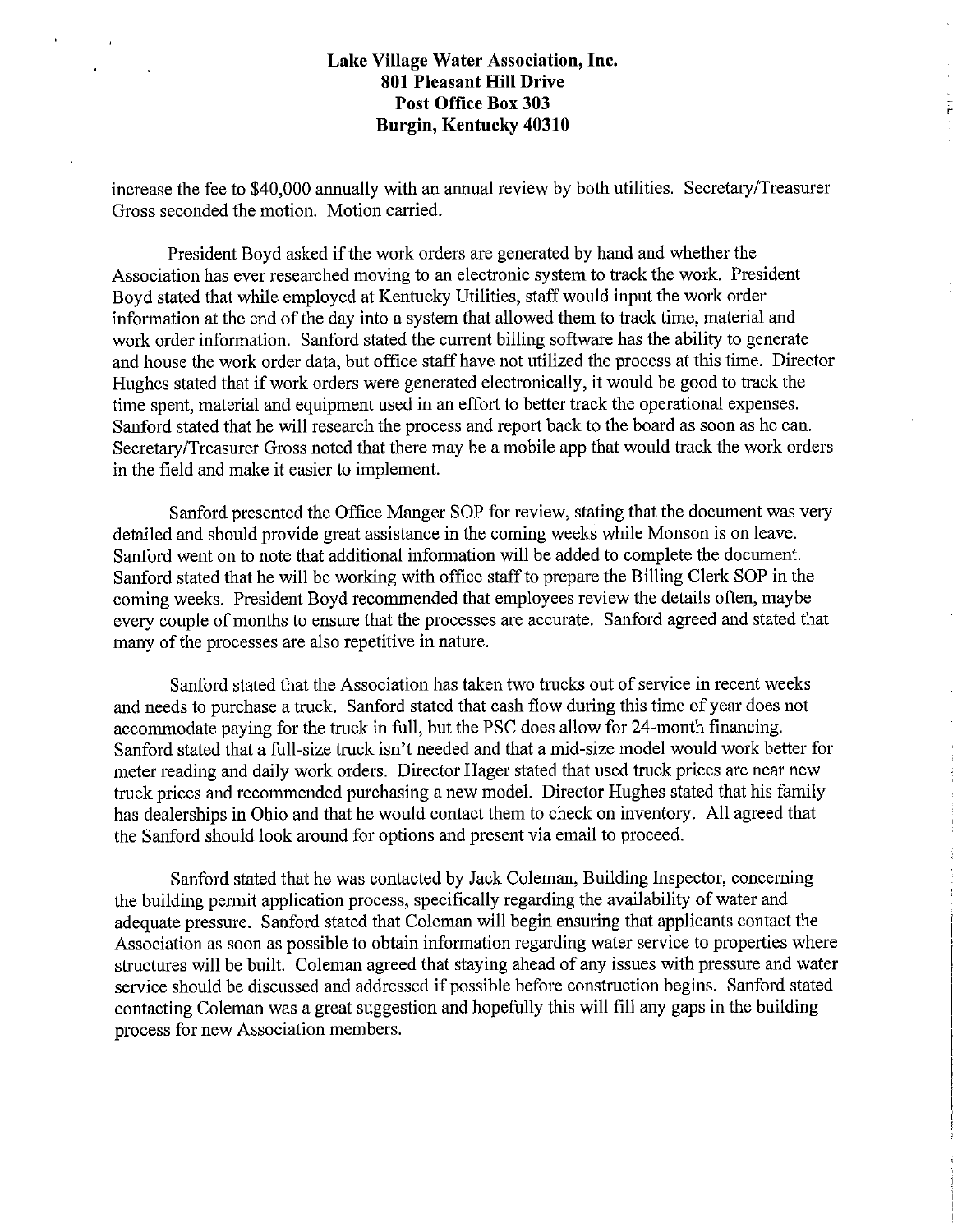**Lake Village Water Association, Inc.**
**801 Pleasant Hill Drive**
**Post Office Box 303**
**Burgin, Kentucky 40310**

increase the fee to $40,000 annually with an annual review by both utilities. Secretary/Treasurer Gross seconded the motion. Motion carried.

President Boyd asked if the work orders are generated by hand and whether the Association has ever researched moving to an electronic system to track the work. President Boyd stated that while employed at Kentucky Utilities, staff would input the work order information at the end of the day into a system that allowed them to track time, material and work order information. Sanford stated the current billing software has the ability to generate and house the work order data, but office staff have not utilized the process at this time. Director Hughes stated that if work orders were generated electronically, it would be good to track the time spent, material and equipment used in an effort to better track the operational expenses. Sanford stated that he will research the process and report back to the board as soon as he can. Secretary/Treasurer Gross noted that there may be a mobile app that would track the work orders in the field and make it easier to implement.

Sanford presented the Office Manger SOP for review, stating that the document was very detailed and should provide great assistance in the coming weeks while Monson is on leave. Sanford went on to note that additional information will be added to complete the document. Sanford stated that he will be working with office staff to prepare the Billing Clerk SOP in the coming weeks. President Boyd recommended that employees review the details often, maybe every couple of months to ensure that the processes are accurate. Sanford agreed and stated that many of the processes are also repetitive in nature.

Sanford stated that the Association has taken two trucks out of service in recent weeks and needs to purchase a truck. Sanford stated that cash flow during this time of year does not accommodate paying for the truck in full, but the PSC does allow for 24-month financing. Sanford stated that a full-size truck isn't needed and that a mid-size model would work better for meter reading and daily work orders. Director Hager stated that used truck prices are near new truck prices and recommended purchasing a new model. Director Hughes stated that his family has dealerships in Ohio and that he would contact them to check on inventory. All agreed that the Sanford should look around for options and present via email to proceed.

Sanford stated that he was contacted by Jack Coleman, Building Inspector, concerning the building permit application process, specifically regarding the availability of water and adequate pressure. Sanford stated that Coleman will begin ensuring that applicants contact the Association as soon as possible to obtain information regarding water service to properties where structures will be built. Coleman agreed that staying ahead of any issues with pressure and water service should be discussed and addressed if possible before construction begins. Sanford stated contacting Coleman was a great suggestion and hopefully this will fill any gaps in the building process for new Association members.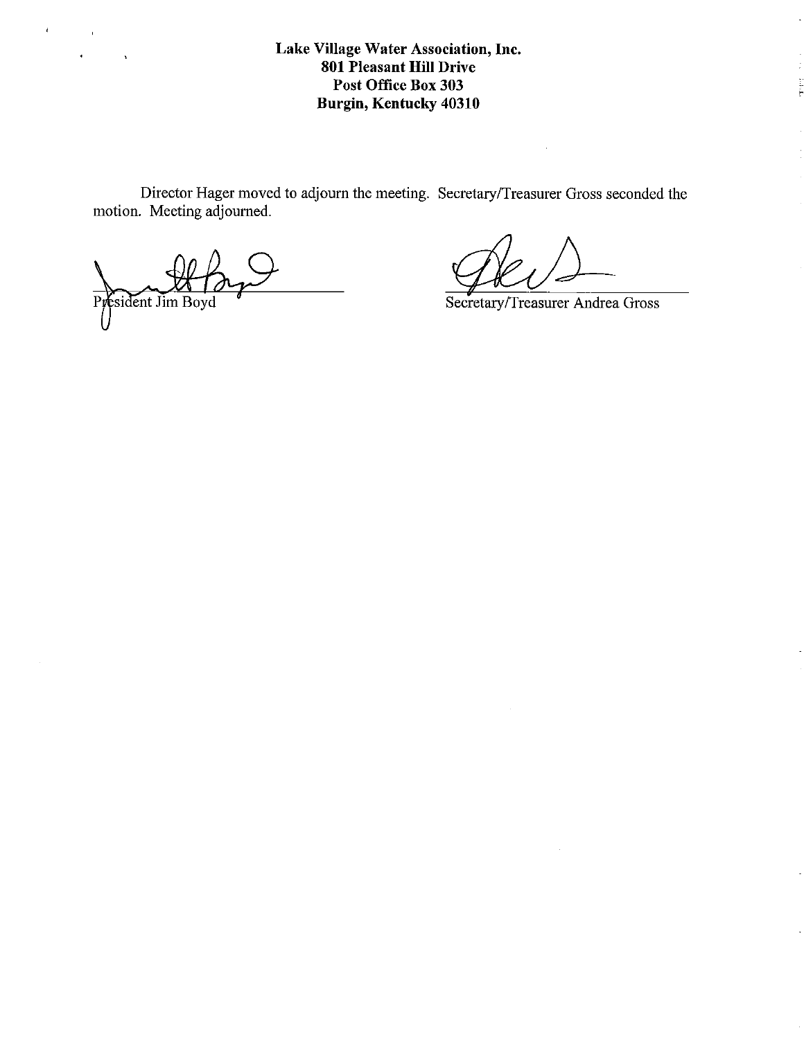**Lake Village Water Association, Inc.**
**801 Pleasant Hill Drive**
**Post Office Box 303**
**Burgin, Kentucky 40310**

Director Hager moved to adjourn the meeting. Secretary/Treasurer Gross seconded the motion. Meeting adjourned.

President Jim Boyd

Secretary/Treasurer Andrea Gross